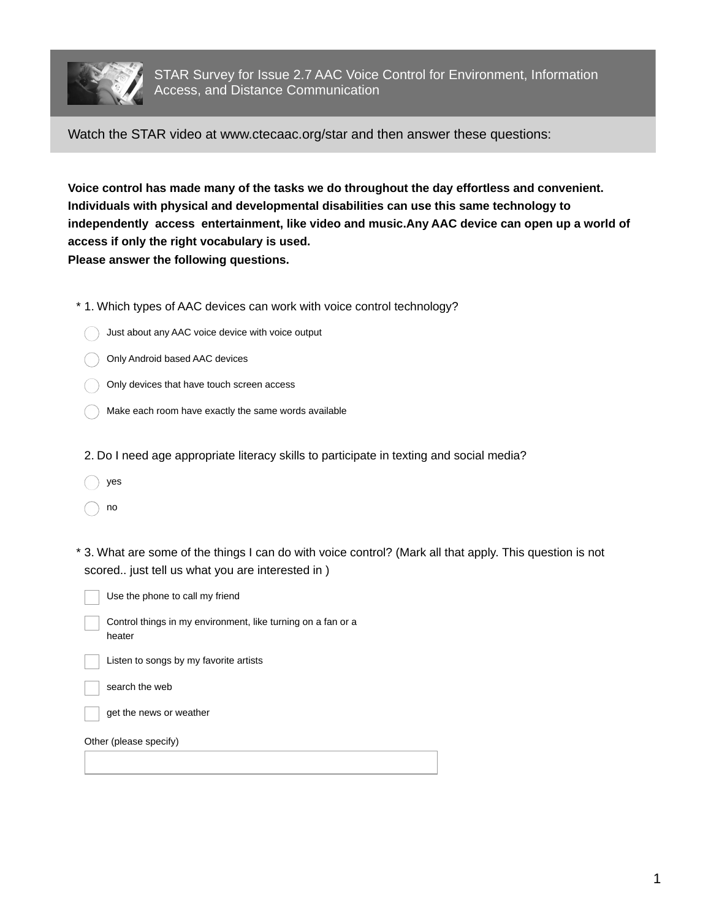# STAR Survey for Issue 2.7 AAC Voice Control for Environment, Information Access, and Distance Communication

Watch the STAR video at www.ctecaac.org/star and then answer these questions:

**Voice control has made many of the tasks we do throughout the day effortless and convenient. Individuals with physical and developmental disabilities can use this same technology to independently access entertainment, like video and music.Any AAC device can open up a world of access if only the right vocabulary is used.**
**Please answer the following questions.**

\* 1. Which types of AAC devices can work with voice control technology?

- ◯ Just about any AAC voice device with voice output
- ◯ Only Android based AAC devices
- ◯ Only devices that have touch screen access
- ◯ Make each room have exactly the same words available

2. Do I need age appropriate literacy skills to participate in texting and social media?

- ◯ yes
- ◯ no

\* 3. What are some of the things I can do with voice control? (Mark all that apply. This question is not scored.. just tell us what you are interested in )

- ☐ Use the phone to call my friend
- ☐ Control things in my environment, like turning on a fan or a heater
- ☐ Listen to songs by my favorite artists
- ☐ search the web
- ☐ get the news or weather

Other (please specify)

\_\_\_\_\_\_\_\_\_\_\_\_\_\_\_\_\_\_\_\_\_\_\_\_\_\_\_\_\_\_\_\_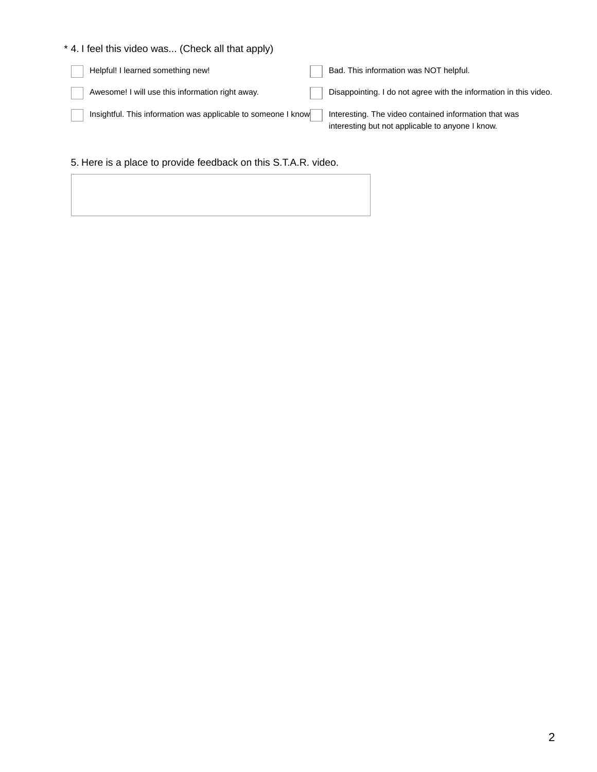* 4. I feel this video was... (Check all that apply)

- [ ] Helpful! I learned something new!
- [ ] Awesome! I will use this information right away.
- [ ] Insightful. This information was applicable to someone I know
- [ ] Bad. This information was NOT helpful.
- [ ] Disappointing. I do not agree with the information in this video.
- [ ] Interesting. The video contained information that was interesting but not applicable to anyone I know.

5. Here is a place to provide feedback on this S.T.A.R. video.